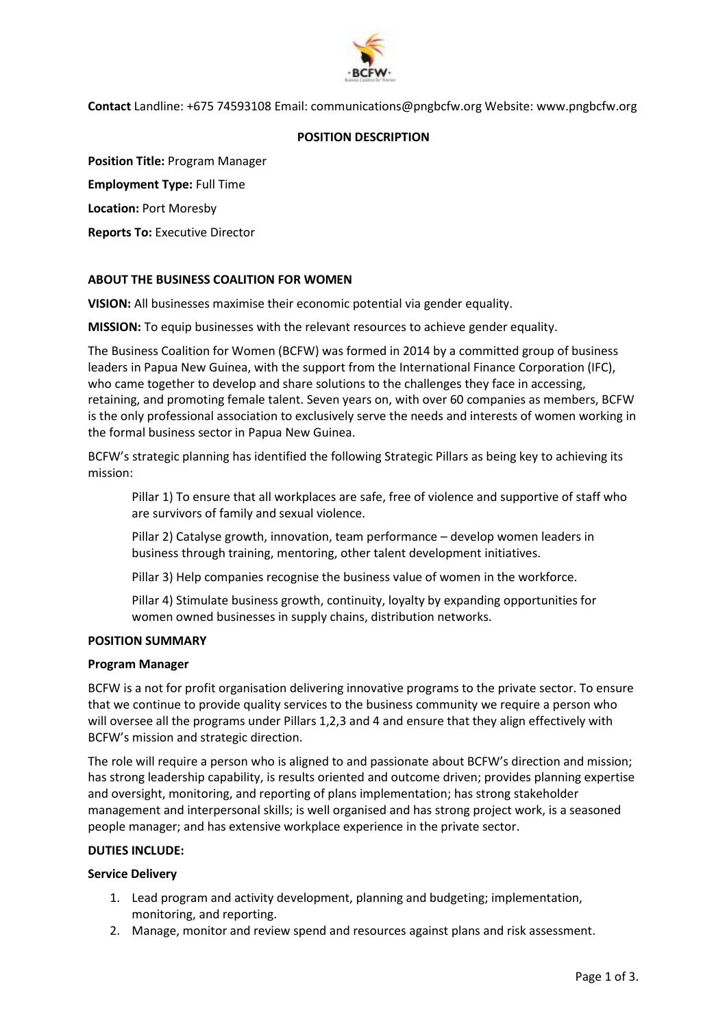**Contact** Landline: +675 74593108 Email: communications@pngbcfw.org Website: www.pngbcfw.org

## POSITION DESCRIPTION

**Position Title:** Program Manager

**Employment Type:** Full Time

**Location:** Port Moresby

**Reports To:** Executive Director

### ABOUT THE BUSINESS COALITION FOR WOMEN

**VISION:** All businesses maximise their economic potential via gender equality.

**MISSION:** To equip businesses with the relevant resources to achieve gender equality.

The Business Coalition for Women (BCFW) was formed in 2014 by a committed group of business leaders in Papua New Guinea, with the support from the International Finance Corporation (IFC), who came together to develop and share solutions to the challenges they face in accessing, retaining, and promoting female talent. Seven years on, with over 60 companies as members, BCFW is the only professional association to exclusively serve the needs and interests of women working in the formal business sector in Papua New Guinea.

BCFW's strategic planning has identified the following Strategic Pillars as being key to achieving its mission:

> Pillar 1) To ensure that all workplaces are safe, free of violence and supportive of staff who are survivors of family and sexual violence.
>
> Pillar 2) Catalyse growth, innovation, team performance – develop women leaders in business through training, mentoring, other talent development initiatives.
>
> Pillar 3) Help companies recognise the business value of women in the workforce.
>
> Pillar 4) Stimulate business growth, continuity, loyalty by expanding opportunities for women owned businesses in supply chains, distribution networks.

### POSITION SUMMARY

**Program Manager**

BCFW is a not for profit organisation delivering innovative programs to the private sector. To ensure that we continue to provide quality services to the business community we require a person who will oversee all the programs under Pillars 1,2,3 and 4 and ensure that they align effectively with BCFW's mission and strategic direction.

The role will require a person who is aligned to and passionate about BCFW's direction and mission; has strong leadership capability, is results oriented and outcome driven; provides planning expertise and oversight, monitoring, and reporting of plans implementation; has strong stakeholder management and interpersonal skills; is well organised and has strong project work, is a seasoned people manager; and has extensive workplace experience in the private sector.

### DUTIES INCLUDE:

**Service Delivery**

1. Lead program and activity development, planning and budgeting; implementation, monitoring, and reporting.
2. Manage, monitor and review spend and resources against plans and risk assessment.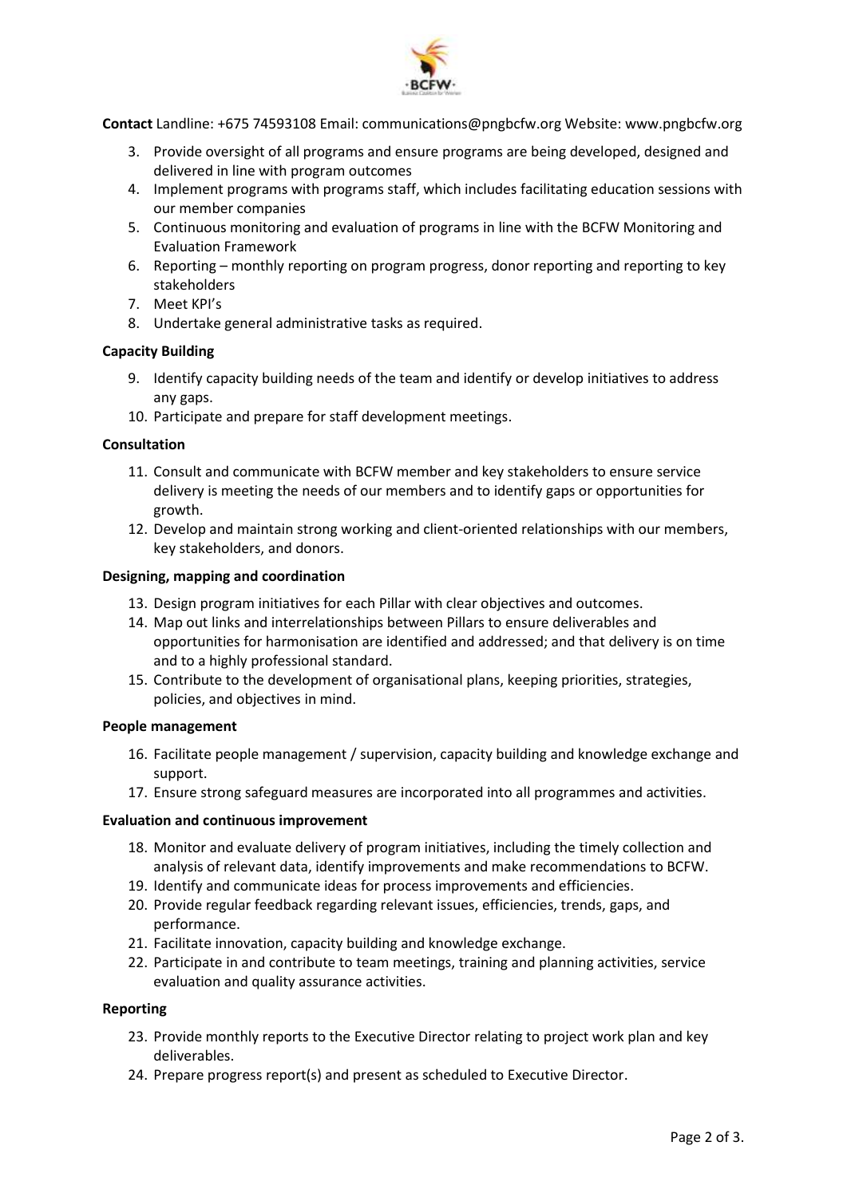**Contact** Landline: +675 74593108 Email: communications@pngbcfw.org Website: www.pngbcfw.org

3. Provide oversight of all programs and ensure programs are being developed, designed and delivered in line with program outcomes
4. Implement programs with programs staff, which includes facilitating education sessions with our member companies
5. Continuous monitoring and evaluation of programs in line with the BCFW Monitoring and Evaluation Framework
6. Reporting – monthly reporting on program progress, donor reporting and reporting to key stakeholders
7. Meet KPI's
8. Undertake general administrative tasks as required.

**Capacity Building**

9. Identify capacity building needs of the team and identify or develop initiatives to address any gaps.
10. Participate and prepare for staff development meetings.

**Consultation**

11. Consult and communicate with BCFW member and key stakeholders to ensure service delivery is meeting the needs of our members and to identify gaps or opportunities for growth.
12. Develop and maintain strong working and client-oriented relationships with our members, key stakeholders, and donors.

**Designing, mapping and coordination**

13. Design program initiatives for each Pillar with clear objectives and outcomes.
14. Map out links and interrelationships between Pillars to ensure deliverables and opportunities for harmonisation are identified and addressed; and that delivery is on time and to a highly professional standard.
15. Contribute to the development of organisational plans, keeping priorities, strategies, policies, and objectives in mind.

**People management**

16. Facilitate people management / supervision, capacity building and knowledge exchange and support.
17. Ensure strong safeguard measures are incorporated into all programmes and activities.

**Evaluation and continuous improvement**

18. Monitor and evaluate delivery of program initiatives, including the timely collection and analysis of relevant data, identify improvements and make recommendations to BCFW.
19. Identify and communicate ideas for process improvements and efficiencies.
20. Provide regular feedback regarding relevant issues, efficiencies, trends, gaps, and performance.
21. Facilitate innovation, capacity building and knowledge exchange.
22. Participate in and contribute to team meetings, training and planning activities, service evaluation and quality assurance activities.

**Reporting**

23. Provide monthly reports to the Executive Director relating to project work plan and key deliverables.
24. Prepare progress report(s) and present as scheduled to Executive Director.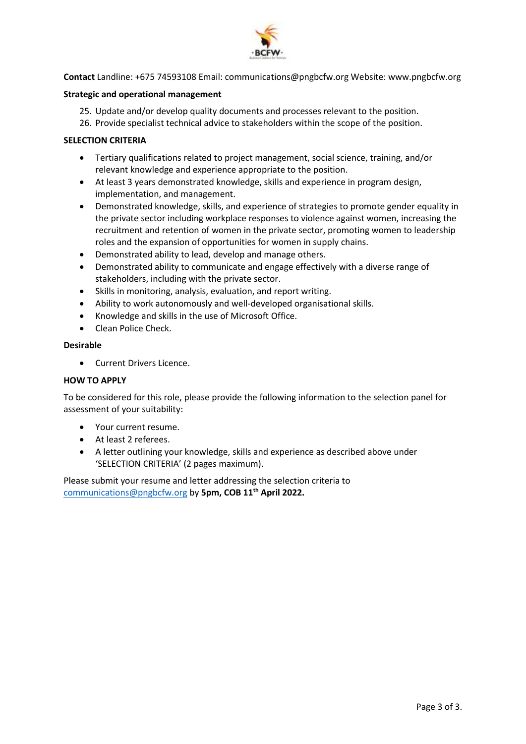**Contact** Landline: +675 74593108 Email: communications@pngbcfw.org Website: www.pngbcfw.org

**Strategic and operational management**

25. Update and/or develop quality documents and processes relevant to the position.
26. Provide specialist technical advice to stakeholders within the scope of the position.

**SELECTION CRITERIA**

- Tertiary qualifications related to project management, social science, training, and/or relevant knowledge and experience appropriate to the position.
- At least 3 years demonstrated knowledge, skills and experience in program design, implementation, and management.
- Demonstrated knowledge, skills, and experience of strategies to promote gender equality in the private sector including workplace responses to violence against women, increasing the recruitment and retention of women in the private sector, promoting women to leadership roles and the expansion of opportunities for women in supply chains.
- Demonstrated ability to lead, develop and manage others.
- Demonstrated ability to communicate and engage effectively with a diverse range of stakeholders, including with the private sector.
- Skills in monitoring, analysis, evaluation, and report writing.
- Ability to work autonomously and well-developed organisational skills.
- Knowledge and skills in the use of Microsoft Office.
- Clean Police Check.

**Desirable**

- Current Drivers Licence.

**HOW TO APPLY**

To be considered for this role, please provide the following information to the selection panel for assessment of your suitability:

- Your current resume.
- At least 2 referees.
- A letter outlining your knowledge, skills and experience as described above under 'SELECTION CRITERIA' (2 pages maximum).

Please submit your resume and letter addressing the selection criteria to communications@pngbcfw.org by **5pm, COB 11th April 2022.**